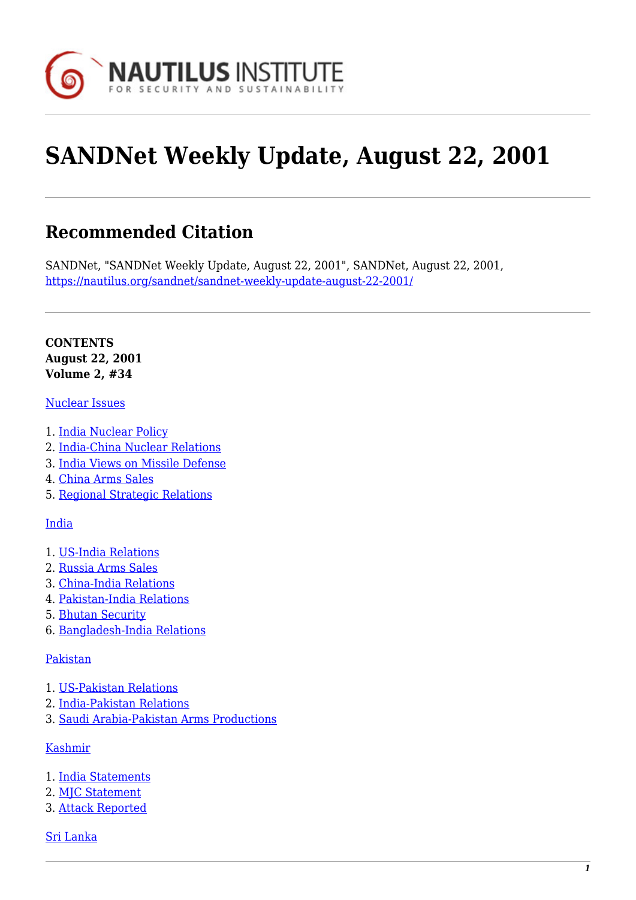# SANDNet Weekly Update, August 22, 2001

## Recommended Citation

SANDNet, "SANDNet Weekly Update, August 22, 2001", SANDNet, August 22, 2001, https://nautilus.org/sandnet/sandnet-weekly-update-august-22-2001/

**CONTENTS**
**August 22, 2001**
**Volume 2, #34**

Nuclear Issues

1. India Nuclear Policy
2. India-China Nuclear Relations
3. India Views on Missile Defense
4. China Arms Sales
5. Regional Strategic Relations

India

1. US-India Relations
2. Russia Arms Sales
3. China-India Relations
4. Pakistan-India Relations
5. Bhutan Security
6. Bangladesh-India Relations

Pakistan

1. US-Pakistan Relations
2. India-Pakistan Relations
3. Saudi Arabia-Pakistan Arms Productions

Kashmir

1. India Statements
2. MJC Statement
3. Attack Reported

Sri Lanka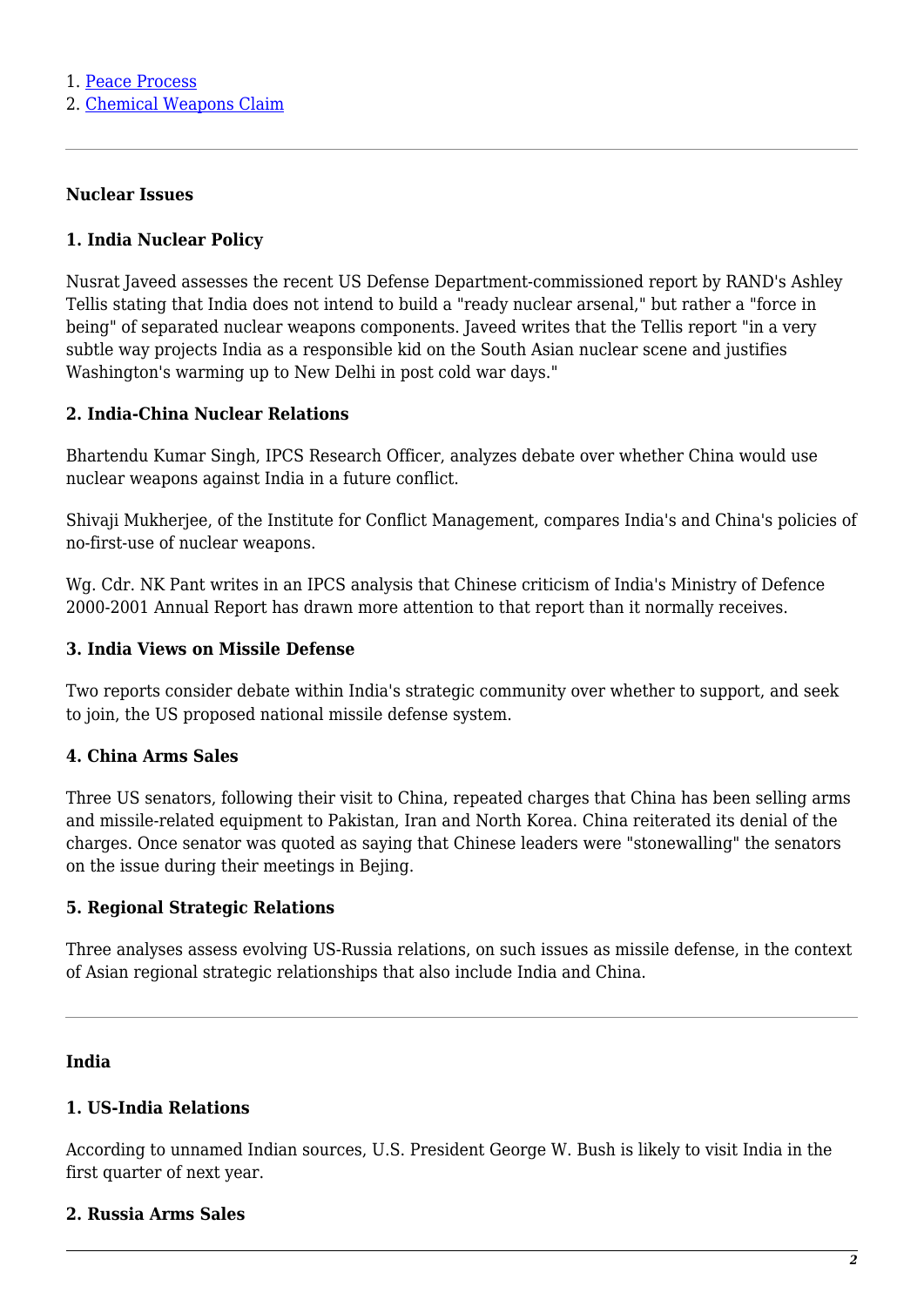1. [Peace Process]()
2. [Chemical Weapons Claim]()

---

**Nuclear Issues**

**1. India Nuclear Policy**

Nusrat Javeed assesses the recent US Defense Department-commissioned report by RAND's Ashley Tellis stating that India does not intend to build a "ready nuclear arsenal," but rather a "force in being" of separated nuclear weapons components. Javeed writes that the Tellis report "in a very subtle way projects India as a responsible kid on the South Asian nuclear scene and justifies Washington's warming up to New Delhi in post cold war days."

**2. India-China Nuclear Relations**

Bhartendu Kumar Singh, IPCS Research Officer, analyzes debate over whether China would use nuclear weapons against India in a future conflict.

Shivaji Mukherjee, of the Institute for Conflict Management, compares India's and China's policies of no-first-use of nuclear weapons.

Wg. Cdr. NK Pant writes in an IPCS analysis that Chinese criticism of India's Ministry of Defence 2000-2001 Annual Report has drawn more attention to that report than it normally receives.

**3. India Views on Missile Defense**

Two reports consider debate within India's strategic community over whether to support, and seek to join, the US proposed national missile defense system.

**4. China Arms Sales**

Three US senators, following their visit to China, repeated charges that China has been selling arms and missile-related equipment to Pakistan, Iran and North Korea. China reiterated its denial of the charges. Once senator was quoted as saying that Chinese leaders were "stonewalling" the senators on the issue during their meetings in Bejing.

**5. Regional Strategic Relations**

Three analyses assess evolving US-Russia relations, on such issues as missile defense, in the context of Asian regional strategic relationships that also include India and China.

---

**India**

**1. US-India Relations**

According to unnamed Indian sources, U.S. President George W. Bush is likely to visit India in the first quarter of next year.

**2. Russia Arms Sales**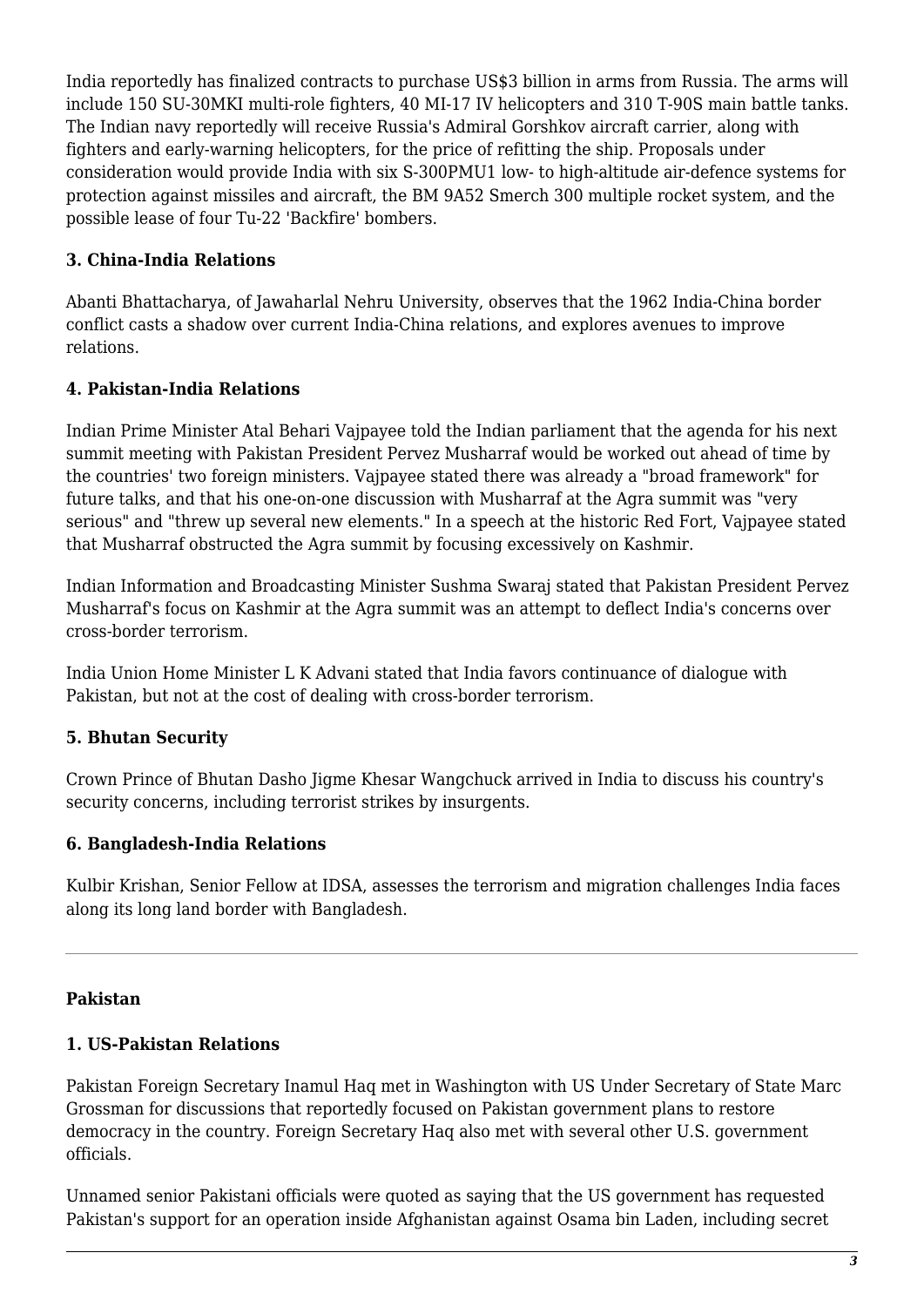India reportedly has finalized contracts to purchase US$3 billion in arms from Russia. The arms will include 150 SU-30MKI multi-role fighters, 40 MI-17 IV helicopters and 310 T-90S main battle tanks. The Indian navy reportedly will receive Russia's Admiral Gorshkov aircraft carrier, along with fighters and early-warning helicopters, for the price of refitting the ship. Proposals under consideration would provide India with six S-300PMU1 low- to high-altitude air-defence systems for protection against missiles and aircraft, the BM 9A52 Smerch 300 multiple rocket system, and the possible lease of four Tu-22 'Backfire' bombers.

### 3. China-India Relations

Abanti Bhattacharya, of Jawaharlal Nehru University, observes that the 1962 India-China border conflict casts a shadow over current India-China relations, and explores avenues to improve relations.

### 4. Pakistan-India Relations

Indian Prime Minister Atal Behari Vajpayee told the Indian parliament that the agenda for his next summit meeting with Pakistan President Pervez Musharraf would be worked out ahead of time by the countries' two foreign ministers. Vajpayee stated there was already a "broad framework" for future talks, and that his one-on-one discussion with Musharraf at the Agra summit was "very serious" and "threw up several new elements." In a speech at the historic Red Fort, Vajpayee stated that Musharraf obstructed the Agra summit by focusing excessively on Kashmir.

Indian Information and Broadcasting Minister Sushma Swaraj stated that Pakistan President Pervez Musharraf's focus on Kashmir at the Agra summit was an attempt to deflect India's concerns over cross-border terrorism.

India Union Home Minister L K Advani stated that India favors continuance of dialogue with Pakistan, but not at the cost of dealing with cross-border terrorism.

### 5. Bhutan Security

Crown Prince of Bhutan Dasho Jigme Khesar Wangchuck arrived in India to discuss his country's security concerns, including terrorist strikes by insurgents.

### 6. Bangladesh-India Relations

Kulbir Krishan, Senior Fellow at IDSA, assesses the terrorism and migration challenges India faces along its long land border with Bangladesh.

---

## Pakistan

### 1. US-Pakistan Relations

Pakistan Foreign Secretary Inamul Haq met in Washington with US Under Secretary of State Marc Grossman for discussions that reportedly focused on Pakistan government plans to restore democracy in the country. Foreign Secretary Haq also met with several other U.S. government officials.

Unnamed senior Pakistani officials were quoted as saying that the US government has requested Pakistan's support for an operation inside Afghanistan against Osama bin Laden, including secret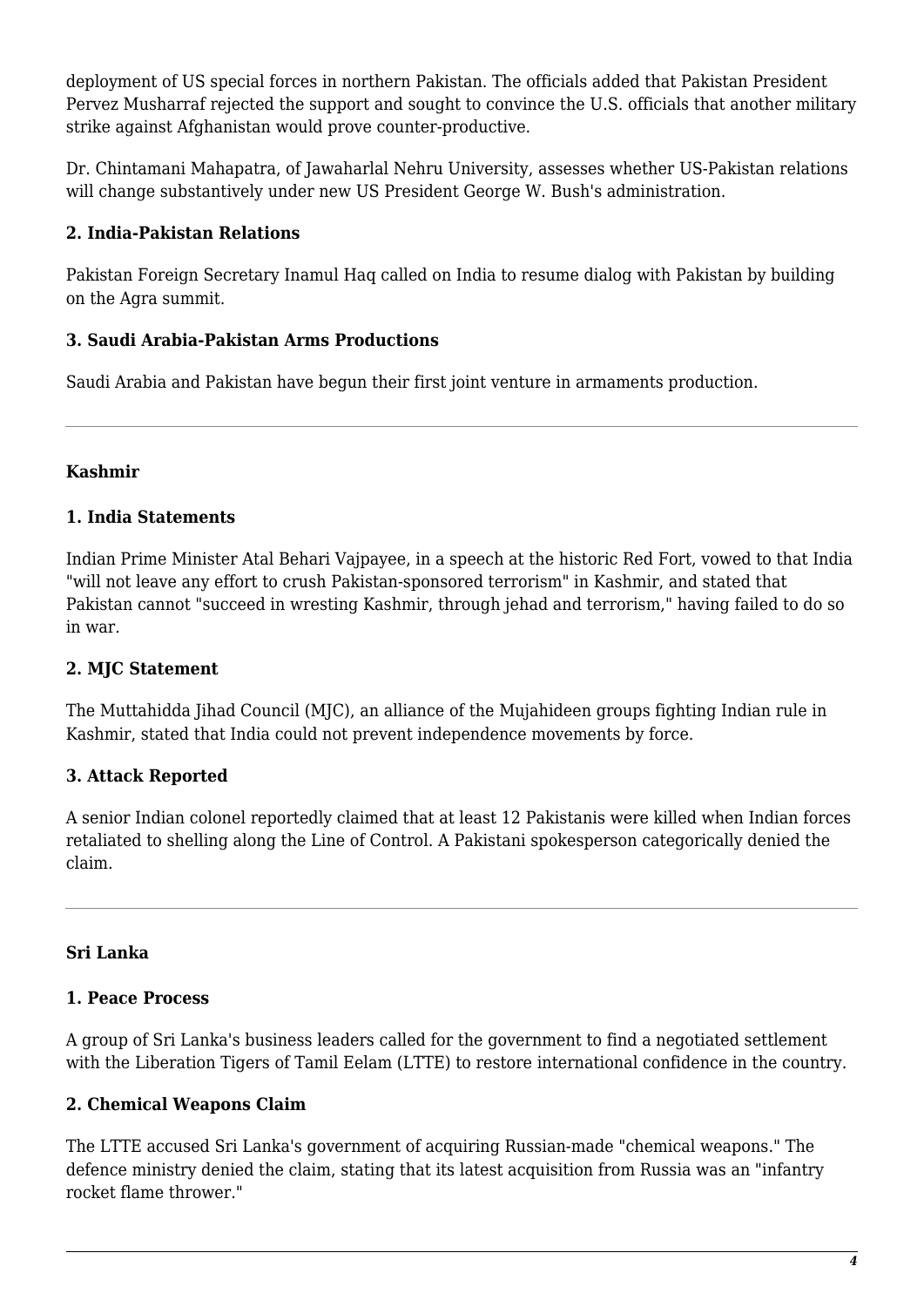deployment of US special forces in northern Pakistan. The officials added that Pakistan President Pervez Musharraf rejected the support and sought to convince the U.S. officials that another military strike against Afghanistan would prove counter-productive.

Dr. Chintamani Mahapatra, of Jawaharlal Nehru University, assesses whether US-Pakistan relations will change substantively under new US President George W. Bush's administration.

**2. India-Pakistan Relations**

Pakistan Foreign Secretary Inamul Haq called on India to resume dialog with Pakistan by building on the Agra summit.

**3. Saudi Arabia-Pakistan Arms Productions**

Saudi Arabia and Pakistan have begun their first joint venture in armaments production.

---

**Kashmir**

**1. India Statements**

Indian Prime Minister Atal Behari Vajpayee, in a speech at the historic Red Fort, vowed to that India "will not leave any effort to crush Pakistan-sponsored terrorism" in Kashmir, and stated that Pakistan cannot "succeed in wresting Kashmir, through jehad and terrorism," having failed to do so in war.

**2. MJC Statement**

The Muttahidda Jihad Council (MJC), an alliance of the Mujahideen groups fighting Indian rule in Kashmir, stated that India could not prevent independence movements by force.

**3. Attack Reported**

A senior Indian colonel reportedly claimed that at least 12 Pakistanis were killed when Indian forces retaliated to shelling along the Line of Control. A Pakistani spokesperson categorically denied the claim.

---

**Sri Lanka**

**1. Peace Process**

A group of Sri Lanka's business leaders called for the government to find a negotiated settlement with the Liberation Tigers of Tamil Eelam (LTTE) to restore international confidence in the country.

**2. Chemical Weapons Claim**

The LTTE accused Sri Lanka's government of acquiring Russian-made "chemical weapons." The defence ministry denied the claim, stating that its latest acquisition from Russia was an "infantry rocket flame thrower."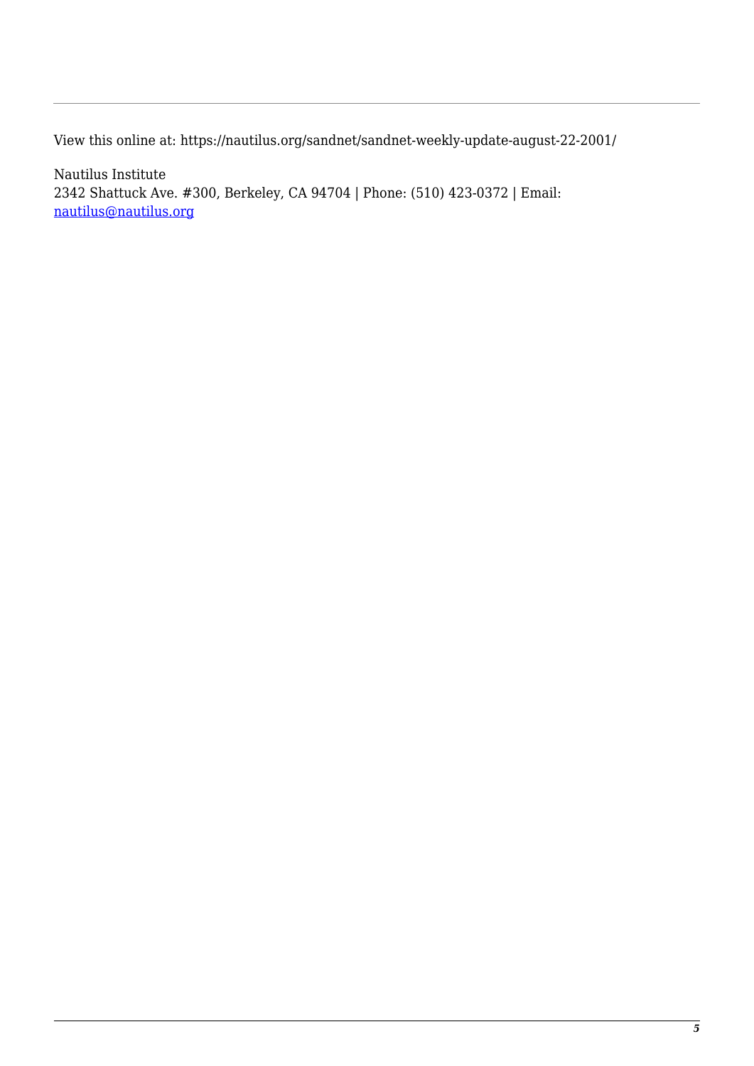View this online at: https://nautilus.org/sandnet/sandnet-weekly-update-august-22-2001/

Nautilus Institute
2342 Shattuck Ave. #300, Berkeley, CA 94704 | Phone: (510) 423-0372 | Email: nautilus@nautilus.org